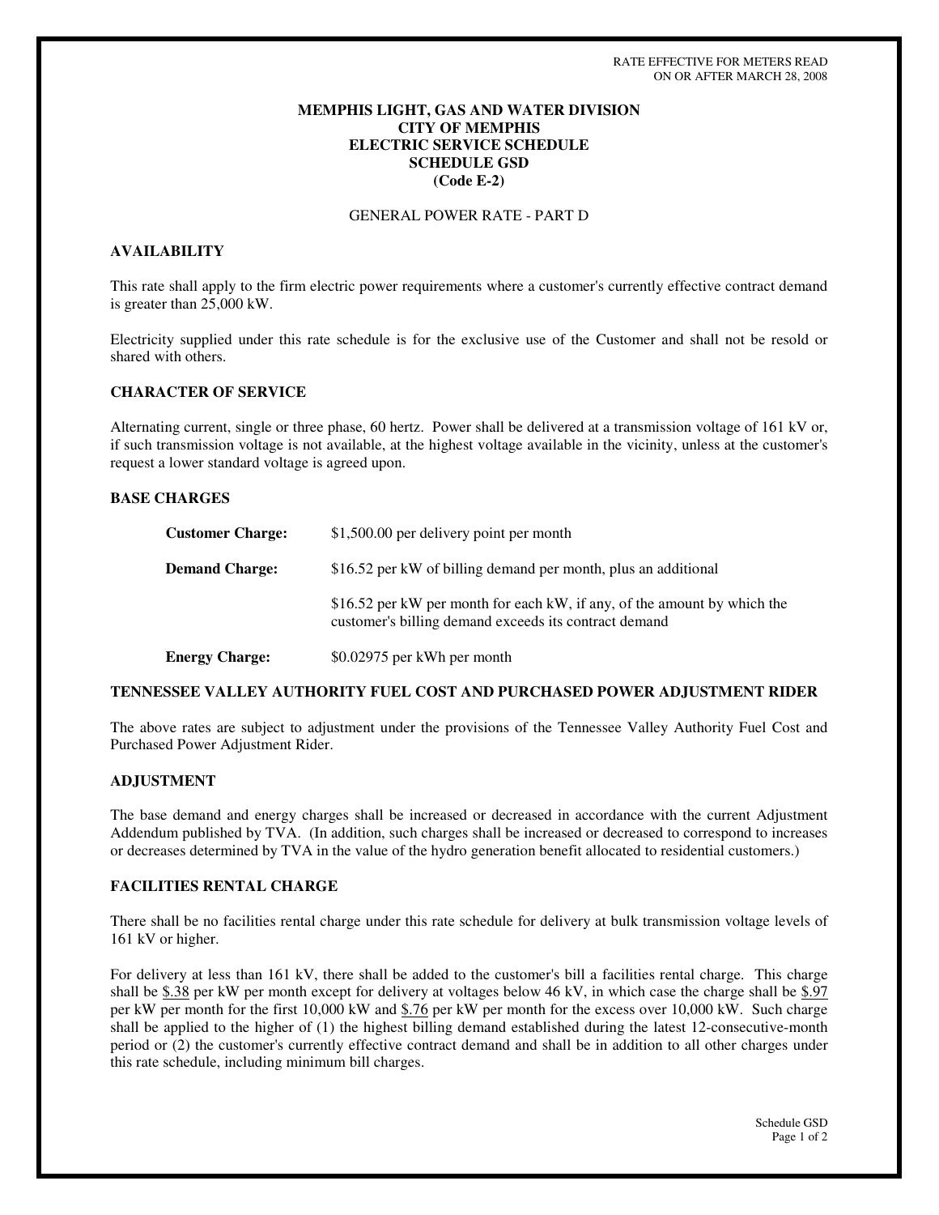RATE EFFECTIVE FOR METERS READ
ON OR AFTER MARCH 28, 2008

# MEMPHIS LIGHT, GAS AND WATER DIVISION
# CITY OF MEMPHIS
# ELECTRIC SERVICE SCHEDULE
# SCHEDULE GSD
# (Code E-2)

GENERAL POWER RATE - PART D

## AVAILABILITY

This rate shall apply to the firm electric power requirements where a customer's currently effective contract demand is greater than 25,000 kW.

Electricity supplied under this rate schedule is for the exclusive use of the Customer and shall not be resold or shared with others.

## CHARACTER OF SERVICE

Alternating current, single or three phase, 60 hertz. Power shall be delivered at a transmission voltage of 161 kV or, if such transmission voltage is not available, at the highest voltage available in the vicinity, unless at the customer's request a lower standard voltage is agreed upon.

## BASE CHARGES

**Customer Charge:** $1,500.00 per delivery point per month

**Demand Charge:** $16.52 per kW of billing demand per month, plus an additional

$16.52 per kW per month for each kW, if any, of the amount by which the customer's billing demand exceeds its contract demand

**Energy Charge:** $0.02975 per kWh per month

## TENNESSEE VALLEY AUTHORITY FUEL COST AND PURCHASED POWER ADJUSTMENT RIDER

The above rates are subject to adjustment under the provisions of the Tennessee Valley Authority Fuel Cost and Purchased Power Adjustment Rider.

## ADJUSTMENT

The base demand and energy charges shall be increased or decreased in accordance with the current Adjustment Addendum published by TVA. (In addition, such charges shall be increased or decreased to correspond to increases or decreases determined by TVA in the value of the hydro generation benefit allocated to residential customers.)

## FACILITIES RENTAL CHARGE

There shall be no facilities rental charge under this rate schedule for delivery at bulk transmission voltage levels of 161 kV or higher.

For delivery at less than 161 kV, there shall be added to the customer's bill a facilities rental charge. This charge shall be $.38 per kW per month except for delivery at voltages below 46 kV, in which case the charge shall be $.97 per kW per month for the first 10,000 kW and $.76 per kW per month for the excess over 10,000 kW. Such charge shall be applied to the higher of (1) the highest billing demand established during the latest 12-consecutive-month period or (2) the customer's currently effective contract demand and shall be in addition to all other charges under this rate schedule, including minimum bill charges.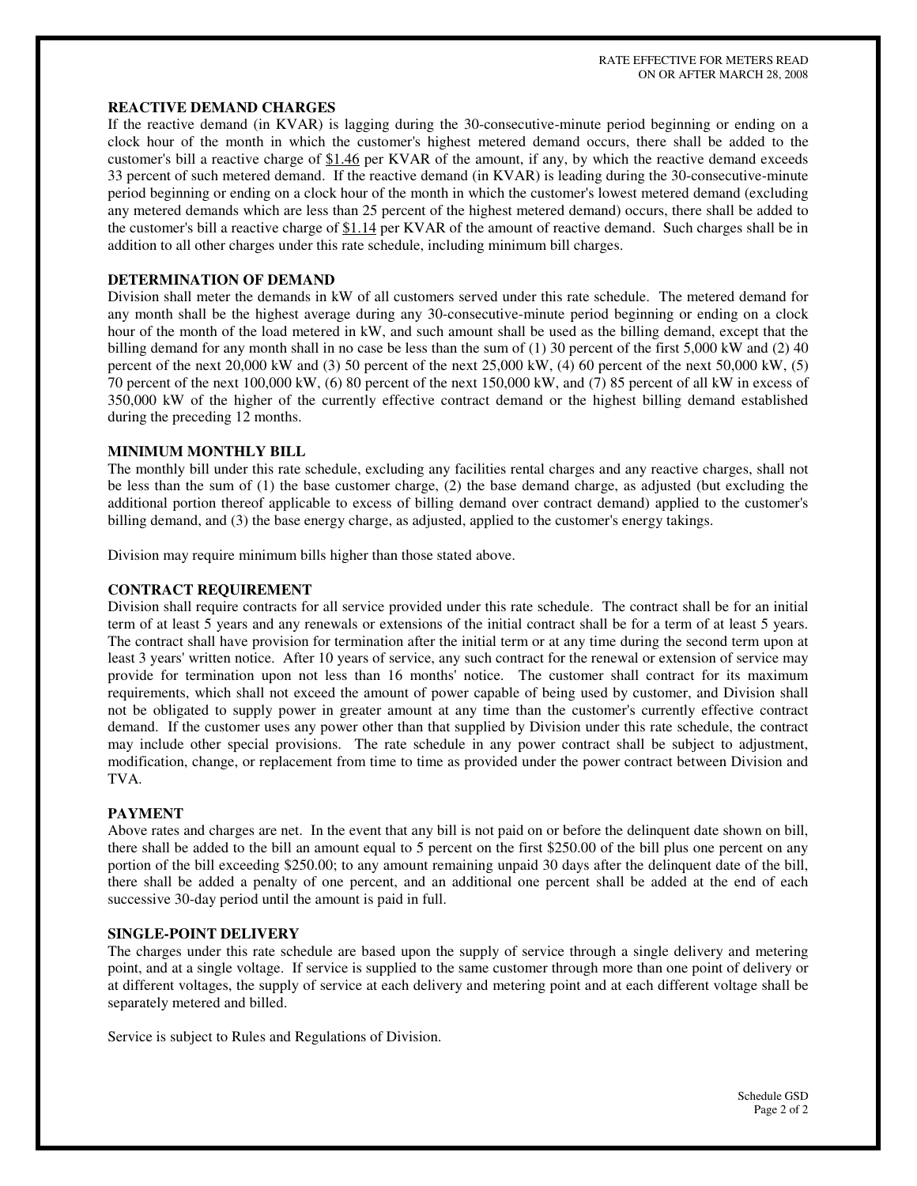RATE EFFECTIVE FOR METERS READ
ON OR AFTER MARCH 28, 2008

**REACTIVE DEMAND CHARGES**

If the reactive demand (in KVAR) is lagging during the 30-consecutive-minute period beginning or ending on a clock hour of the month in which the customer's highest metered demand occurs, there shall be added to the customer's bill a reactive charge of $1.46 per KVAR of the amount, if any, by which the reactive demand exceeds 33 percent of such metered demand. If the reactive demand (in KVAR) is leading during the 30-consecutive-minute period beginning or ending on a clock hour of the month in which the customer's lowest metered demand (excluding any metered demands which are less than 25 percent of the highest metered demand) occurs, there shall be added to the customer's bill a reactive charge of $1.14 per KVAR of the amount of reactive demand. Such charges shall be in addition to all other charges under this rate schedule, including minimum bill charges.

**DETERMINATION OF DEMAND**

Division shall meter the demands in kW of all customers served under this rate schedule. The metered demand for any month shall be the highest average during any 30-consecutive-minute period beginning or ending on a clock hour of the month of the load metered in kW, and such amount shall be used as the billing demand, except that the billing demand for any month shall in no case be less than the sum of (1) 30 percent of the first 5,000 kW and (2) 40 percent of the next 20,000 kW and (3) 50 percent of the next 25,000 kW, (4) 60 percent of the next 50,000 kW, (5) 70 percent of the next 100,000 kW, (6) 80 percent of the next 150,000 kW, and (7) 85 percent of all kW in excess of 350,000 kW of the higher of the currently effective contract demand or the highest billing demand established during the preceding 12 months.

**MINIMUM MONTHLY BILL**

The monthly bill under this rate schedule, excluding any facilities rental charges and any reactive charges, shall not be less than the sum of (1) the base customer charge, (2) the base demand charge, as adjusted (but excluding the additional portion thereof applicable to excess of billing demand over contract demand) applied to the customer's billing demand, and (3) the base energy charge, as adjusted, applied to the customer's energy takings.

Division may require minimum bills higher than those stated above.

**CONTRACT REQUIREMENT**

Division shall require contracts for all service provided under this rate schedule. The contract shall be for an initial term of at least 5 years and any renewals or extensions of the initial contract shall be for a term of at least 5 years. The contract shall have provision for termination after the initial term or at any time during the second term upon at least 3 years' written notice. After 10 years of service, any such contract for the renewal or extension of service may provide for termination upon not less than 16 months' notice. The customer shall contract for its maximum requirements, which shall not exceed the amount of power capable of being used by customer, and Division shall not be obligated to supply power in greater amount at any time than the customer's currently effective contract demand. If the customer uses any power other than that supplied by Division under this rate schedule, the contract may include other special provisions. The rate schedule in any power contract shall be subject to adjustment, modification, change, or replacement from time to time as provided under the power contract between Division and TVA.

**PAYMENT**

Above rates and charges are net. In the event that any bill is not paid on or before the delinquent date shown on bill, there shall be added to the bill an amount equal to 5 percent on the first $250.00 of the bill plus one percent on any portion of the bill exceeding $250.00; to any amount remaining unpaid 30 days after the delinquent date of the bill, there shall be added a penalty of one percent, and an additional one percent shall be added at the end of each successive 30-day period until the amount is paid in full.

**SINGLE-POINT DELIVERY**

The charges under this rate schedule are based upon the supply of service through a single delivery and metering point, and at a single voltage. If service is supplied to the same customer through more than one point of delivery or at different voltages, the supply of service at each delivery and metering point and at each different voltage shall be separately metered and billed.

Service is subject to Rules and Regulations of Division.

Schedule GSD